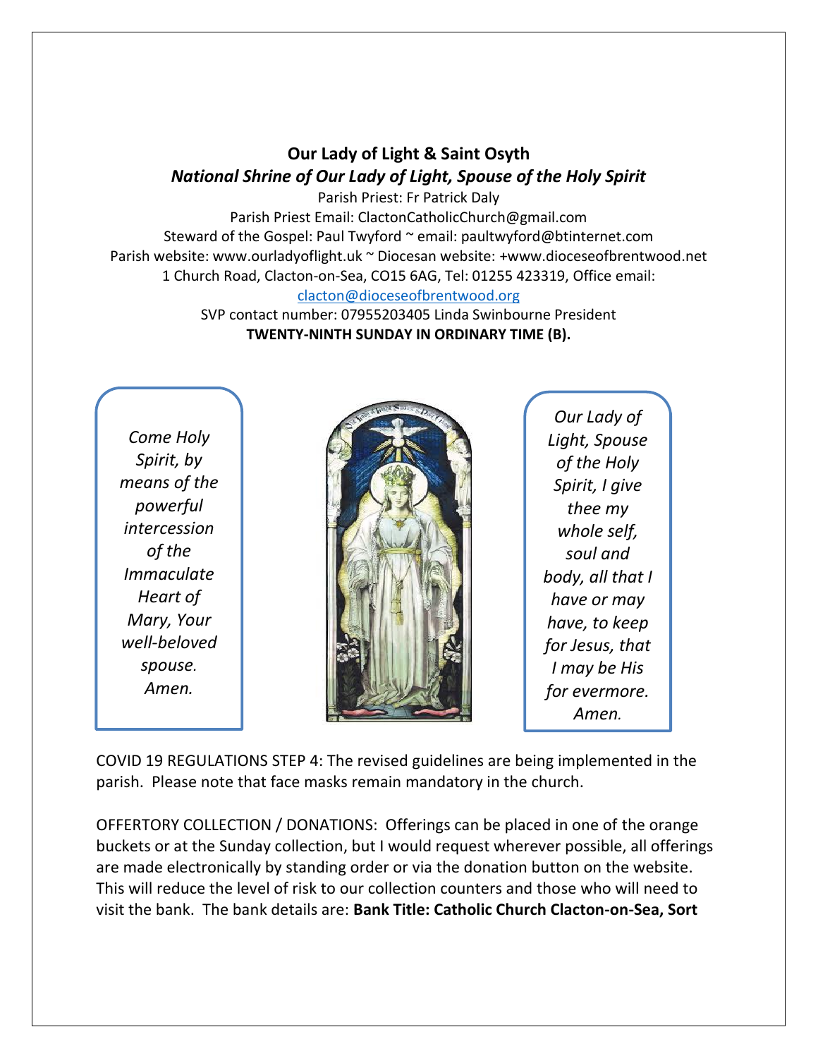# Our Lady of Light & Saint Osyth

## *National Shrine of Our Lady of Light, Spouse of the Holy Spirit*

Parish Priest: Fr Patrick Daly
Parish Priest Email: ClactonCatholicChurch@gmail.com
Steward of the Gospel: Paul Twyford ~ email: paultwyford@btinternet.com
Parish website: www.ourladyoflight.uk ~ Diocesan website: +www.dioceseofbrentwood.net
1 Church Road, Clacton-on-Sea, CO15 6AG, Tel: 01255 423319, Office email: [clacton@dioceseofbrentwood.org](mailto:clacton@dioceseofbrentwood.org)
SVP contact number: 07955203405 Linda Swinbourne President

**TWENTY-NINTH SUNDAY IN ORDINARY TIME (B).**

*Come Holy Spirit, by means of the powerful intercession of the Immaculate Heart of Mary, Your well-beloved spouse. Amen.*

*Our Lady of Light, Spouse of the Holy Spirit, I give thee my whole self, soul and body, all that I have or may have, to keep for Jesus, that I may be His for evermore. Amen.*

COVID 19 REGULATIONS STEP 4: The revised guidelines are being implemented in the parish. Please note that face masks remain mandatory in the church.

OFFERTORY COLLECTION / DONATIONS: Offerings can be placed in one of the orange buckets or at the Sunday collection, but I would request wherever possible, all offerings are made electronically by standing order or via the donation button on the website. This will reduce the level of risk to our collection counters and those who will need to visit the bank. The bank details are: **Bank Title: Catholic Church Clacton-on-Sea, Sort**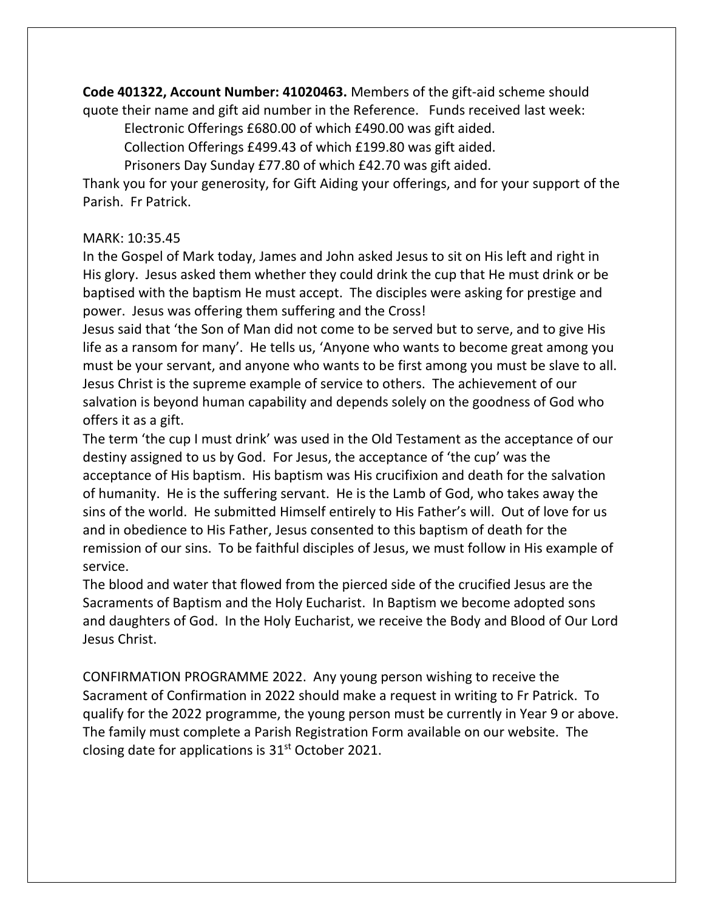**Code 401322, Account Number: 41020463.** Members of the gift-aid scheme should quote their name and gift aid number in the Reference. Funds received last week:

Electronic Offerings £680.00 of which £490.00 was gift aided.

Collection Offerings £499.43 of which £199.80 was gift aided.

Prisoners Day Sunday £77.80 of which £42.70 was gift aided.

Thank you for your generosity, for Gift Aiding your offerings, and for your support of the Parish. Fr Patrick.

MARK: 10:35.45

In the Gospel of Mark today, James and John asked Jesus to sit on His left and right in His glory. Jesus asked them whether they could drink the cup that He must drink or be baptised with the baptism He must accept. The disciples were asking for prestige and power. Jesus was offering them suffering and the Cross!

Jesus said that 'the Son of Man did not come to be served but to serve, and to give His life as a ransom for many'. He tells us, 'Anyone who wants to become great among you must be your servant, and anyone who wants to be first among you must be slave to all. Jesus Christ is the supreme example of service to others. The achievement of our salvation is beyond human capability and depends solely on the goodness of God who offers it as a gift.

The term 'the cup I must drink' was used in the Old Testament as the acceptance of our destiny assigned to us by God. For Jesus, the acceptance of 'the cup' was the acceptance of His baptism. His baptism was His crucifixion and death for the salvation of humanity. He is the suffering servant. He is the Lamb of God, who takes away the sins of the world. He submitted Himself entirely to His Father's will. Out of love for us and in obedience to His Father, Jesus consented to this baptism of death for the remission of our sins. To be faithful disciples of Jesus, we must follow in His example of service.

The blood and water that flowed from the pierced side of the crucified Jesus are the Sacraments of Baptism and the Holy Eucharist. In Baptism we become adopted sons and daughters of God. In the Holy Eucharist, we receive the Body and Blood of Our Lord Jesus Christ.

CONFIRMATION PROGRAMME 2022. Any young person wishing to receive the Sacrament of Confirmation in 2022 should make a request in writing to Fr Patrick. To qualify for the 2022 programme, the young person must be currently in Year 9 or above. The family must complete a Parish Registration Form available on our website. The closing date for applications is 31st October 2021.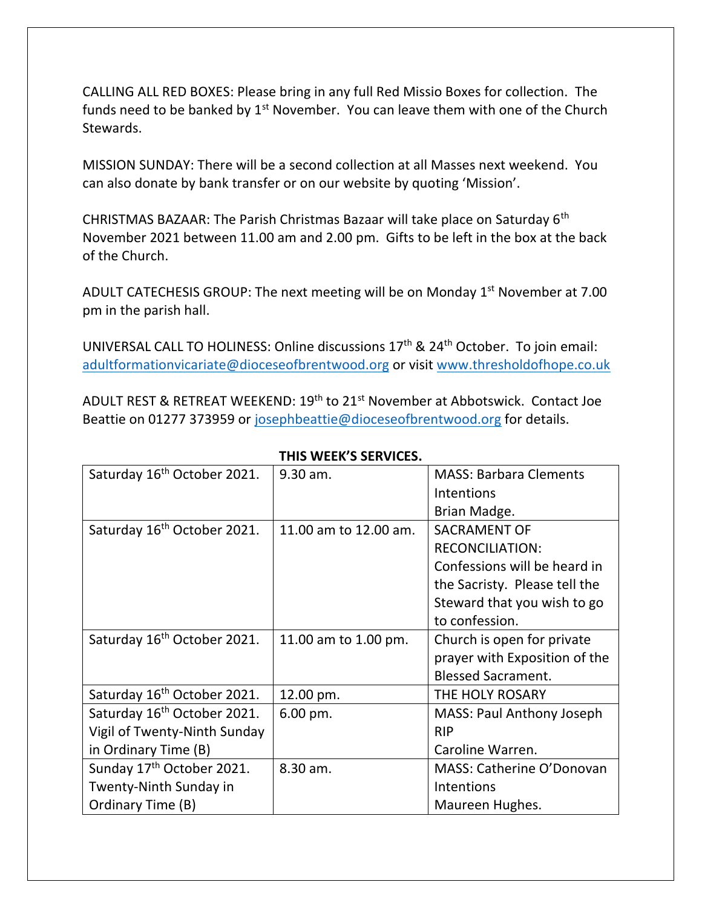CALLING ALL RED BOXES: Please bring in any full Red Missio Boxes for collection. The funds need to be banked by 1st November. You can leave them with one of the Church Stewards.

MISSION SUNDAY: There will be a second collection at all Masses next weekend. You can also donate by bank transfer or on our website by quoting 'Mission'.

CHRISTMAS BAZAAR: The Parish Christmas Bazaar will take place on Saturday 6th November 2021 between 11.00 am and 2.00 pm. Gifts to be left in the box at the back of the Church.

ADULT CATECHESIS GROUP: The next meeting will be on Monday 1st November at 7.00 pm in the parish hall.

UNIVERSAL CALL TO HOLINESS: Online discussions 17th & 24th October. To join email: adultformationvicariate@dioceseofbrentwood.org or visit www.thresholdofhope.co.uk

ADULT REST & RETREAT WEEKEND: 19th to 21st November at Abbotswick. Contact Joe Beattie on 01277 373959 or josephbeattie@dioceseofbrentwood.org for details.

**THIS WEEK'S SERVICES.**

| Date | Time | Service |
|---|---|---|
| Saturday 16th October 2021. | 9.30 am. | MASS: Barbara Clements Intentions Brian Madge. |
| Saturday 16th October 2021. | 11.00 am to 12.00 am. | SACRAMENT OF RECONCILIATION: Confessions will be heard in the Sacristy. Please tell the Steward that you wish to go to confession. |
| Saturday 16th October 2021. | 11.00 am to 1.00 pm. | Church is open for private prayer with Exposition of the Blessed Sacrament. |
| Saturday 16th October 2021. | 12.00 pm. | THE HOLY ROSARY |
| Saturday 16th October 2021. Vigil of Twenty-Ninth Sunday in Ordinary Time (B) | 6.00 pm. | MASS: Paul Anthony Joseph RIP Caroline Warren. |
| Sunday 17th October 2021. Twenty-Ninth Sunday in Ordinary Time (B) | 8.30 am. | MASS: Catherine O'Donovan Intentions Maureen Hughes. |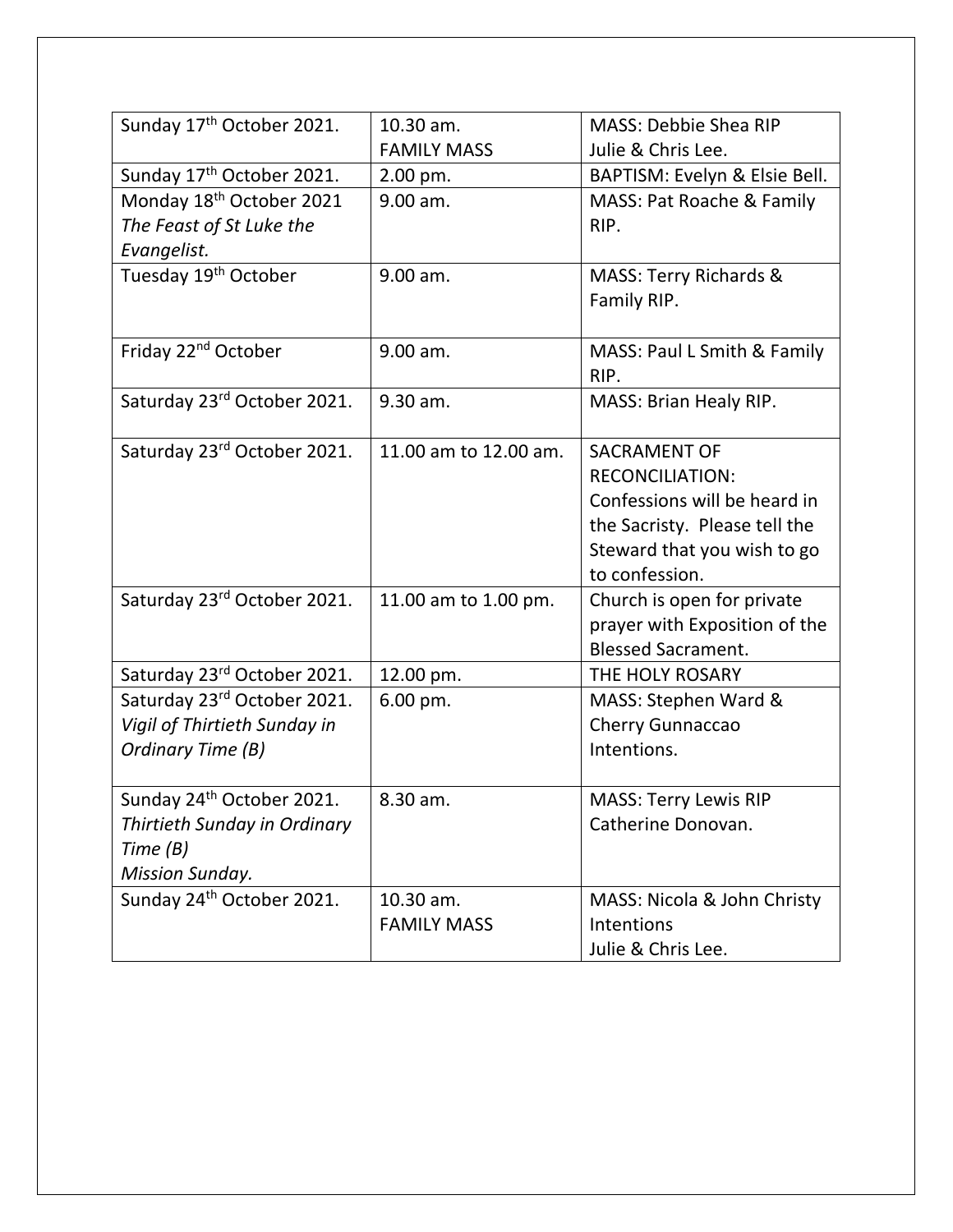| | | |
|---|---|---|
| Sunday 17th October 2021. | 10.30 am.<br>FAMILY MASS | MASS: Debbie Shea RIP<br>Julie & Chris Lee. |
| Sunday 17th October 2021. | 2.00 pm. | BAPTISM: Evelyn & Elsie Bell. |
| Monday 18th October 2021<br>*The Feast of St Luke the Evangelist.* | 9.00 am. | MASS: Pat Roache & Family RIP. |
| Tuesday 19th October | 9.00 am. | MASS: Terry Richards & Family RIP. |
| Friday 22nd October | 9.00 am. | MASS: Paul L Smith & Family RIP. |
| Saturday 23rd October 2021. | 9.30 am. | MASS: Brian Healy RIP. |
| Saturday 23rd October 2021. | 11.00 am to 12.00 am. | SACRAMENT OF RECONCILIATION: Confessions will be heard in the Sacristy. Please tell the Steward that you wish to go to confession. |
| Saturday 23rd October 2021. | 11.00 am to 1.00 pm. | Church is open for private prayer with Exposition of the Blessed Sacrament. |
| Saturday 23rd October 2021. | 12.00 pm. | THE HOLY ROSARY |
| Saturday 23rd October 2021.<br>*Vigil of Thirtieth Sunday in Ordinary Time (B)* | 6.00 pm. | MASS: Stephen Ward & Cherry Gunnaccao Intentions. |
| Sunday 24th October 2021.<br>*Thirtieth Sunday in Ordinary Time (B)*<br>*Mission Sunday.* | 8.30 am. | MASS: Terry Lewis RIP<br>Catherine Donovan. |
| Sunday 24th October 2021. | 10.30 am.<br>FAMILY MASS | MASS: Nicola & John Christy Intentions<br>Julie & Chris Lee. |